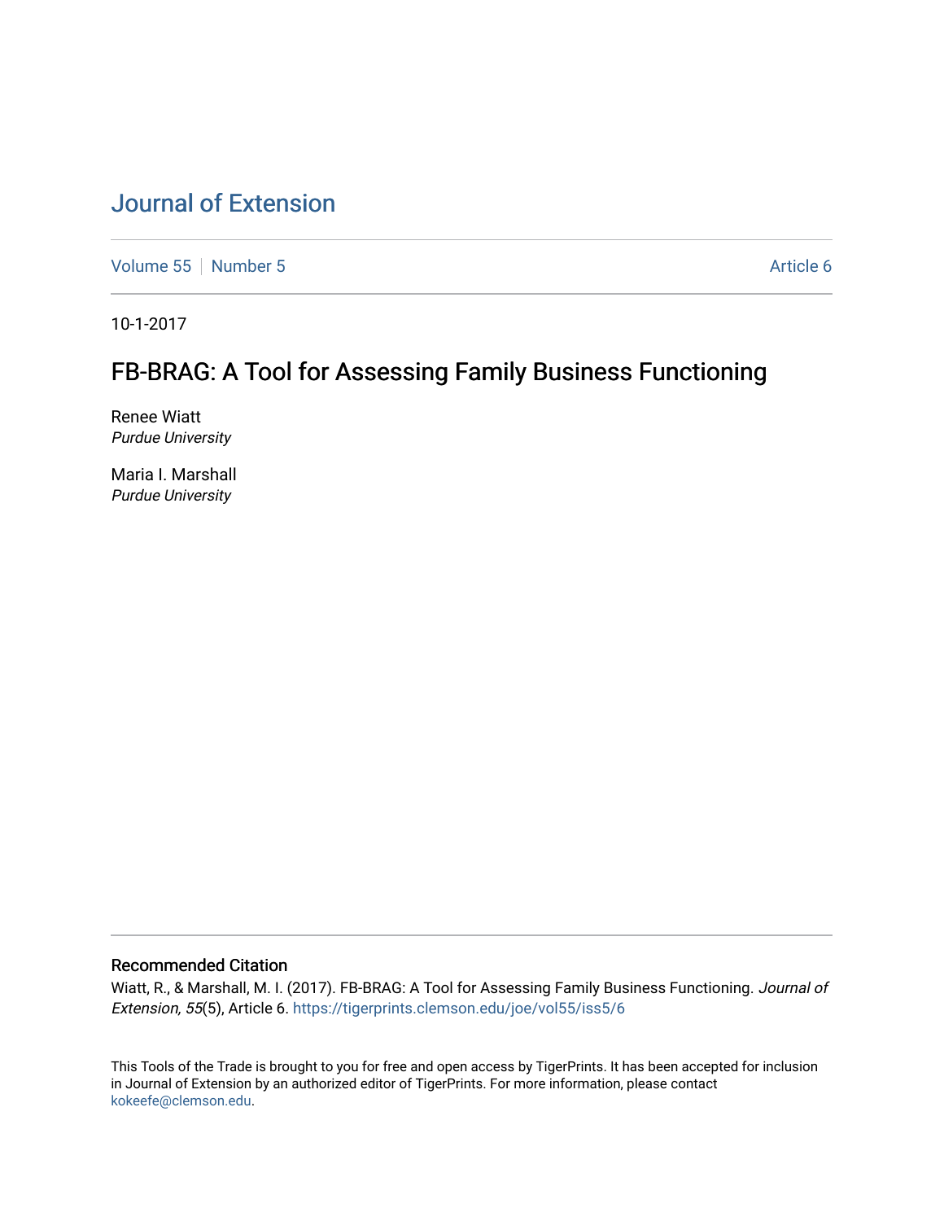# Journal of Extension

Volume 55 | Number 5 | Article 6

10-1-2017

## FB-BRAG: A Tool for Assessing Family Business Functioning

Renee Wiatt
*Purdue University*

Maria I. Marshall
*Purdue University*

### Recommended Citation

Wiatt, R., & Marshall, M. I. (2017). FB-BRAG: A Tool for Assessing Family Business Functioning. *Journal of Extension, 55*(5), Article 6. https://tigerprints.clemson.edu/joe/vol55/iss5/6

This Tools of the Trade is brought to you for free and open access by TigerPrints. It has been accepted for inclusion in Journal of Extension by an authorized editor of TigerPrints. For more information, please contact kokeefe@clemson.edu.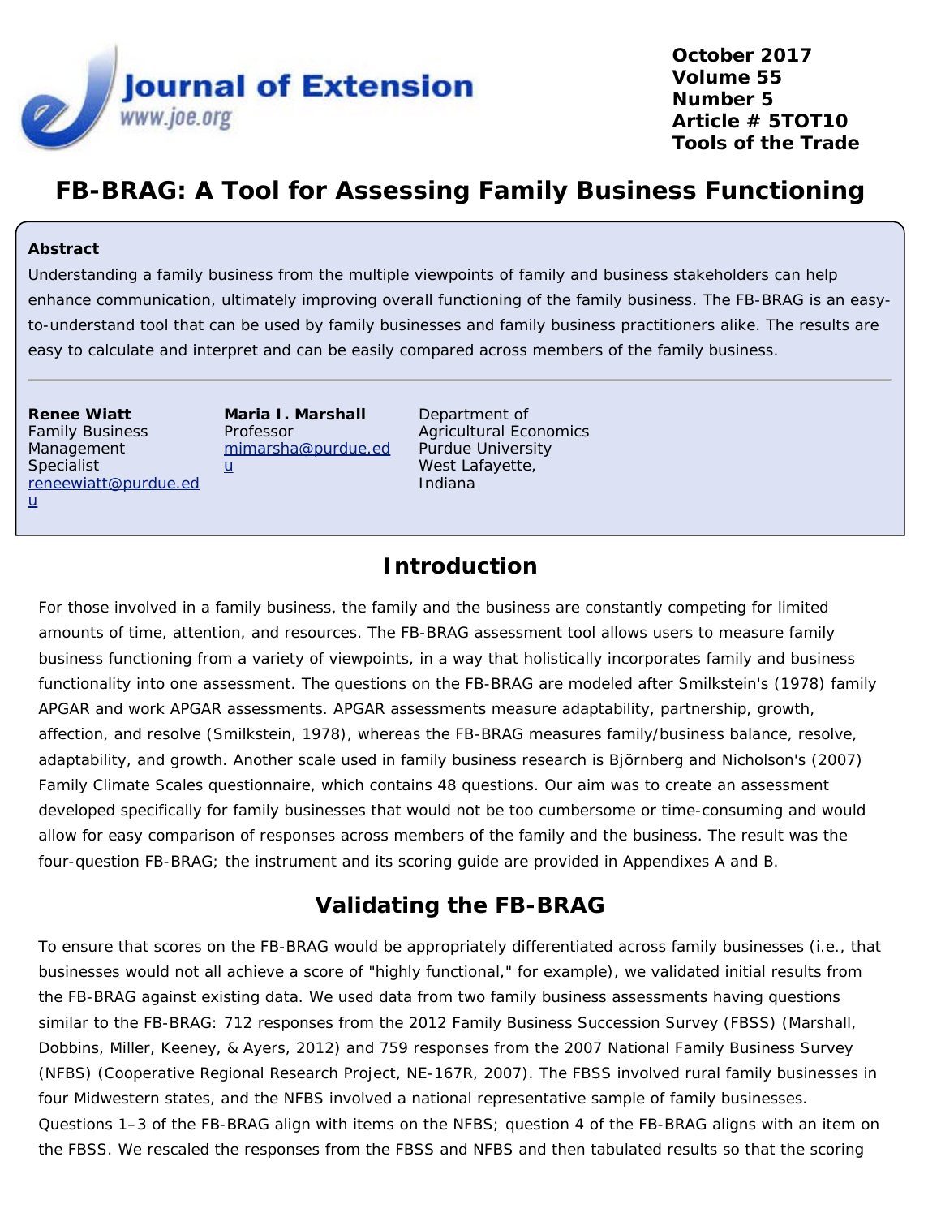# FB-BRAG: A Tool for Assessing Family Business Functioning

## Abstract

Understanding a family business from the multiple viewpoints of family and business stakeholders can help enhance communication, ultimately improving overall functioning of the family business. The FB-BRAG is an easy-to-understand tool that can be used by family businesses and family business practitioners alike. The results are easy to calculate and interpret and can be easily compared across members of the family business.

**Renee Wiatt**
Family Business Management Specialist
reneewiatt@purdue.edu

**Maria I. Marshall**
Professor
mimarsha@purdue.edu

Department of Agricultural Economics
Purdue University
West Lafayette, Indiana

## Introduction

For those involved in a family business, the family and the business are constantly competing for limited amounts of time, attention, and resources. The FB-BRAG assessment tool allows users to measure family business functioning from a variety of viewpoints, in a way that holistically incorporates family and business functionality into one assessment. The questions on the FB-BRAG are modeled after Smilkstein's (1978) family APGAR and work APGAR assessments. APGAR assessments measure adaptability, partnership, growth, affection, and resolve (Smilkstein, 1978), whereas the FB-BRAG measures family/business balance, resolve, adaptability, and growth. Another scale used in family business research is Björnberg and Nicholson's (2007) Family Climate Scales questionnaire, which contains 48 questions. Our aim was to create an assessment developed specifically for family businesses that would not be too cumbersome or time-consuming and would allow for easy comparison of responses across members of the family and the business. The result was the four-question FB-BRAG; the instrument and its scoring guide are provided in Appendixes A and B.

## Validating the FB-BRAG

To ensure that scores on the FB-BRAG would be appropriately differentiated across family businesses (i.e., that businesses would not all achieve a score of "highly functional," for example), we validated initial results from the FB-BRAG against existing data. We used data from two family business assessments having questions similar to the FB-BRAG: 712 responses from the 2012 Family Business Succession Survey (FBSS) (Marshall, Dobbins, Miller, Keeney, & Ayers, 2012) and 759 responses from the 2007 National Family Business Survey (NFBS) (Cooperative Regional Research Project, NE-167R, 2007). The FBSS involved rural family businesses in four Midwestern states, and the NFBS involved a national representative sample of family businesses. Questions 1–3 of the FB-BRAG align with items on the NFBS; question 4 of the FB-BRAG aligns with an item on the FBSS. We rescaled the responses from the FBSS and NFBS and then tabulated results so that the scoring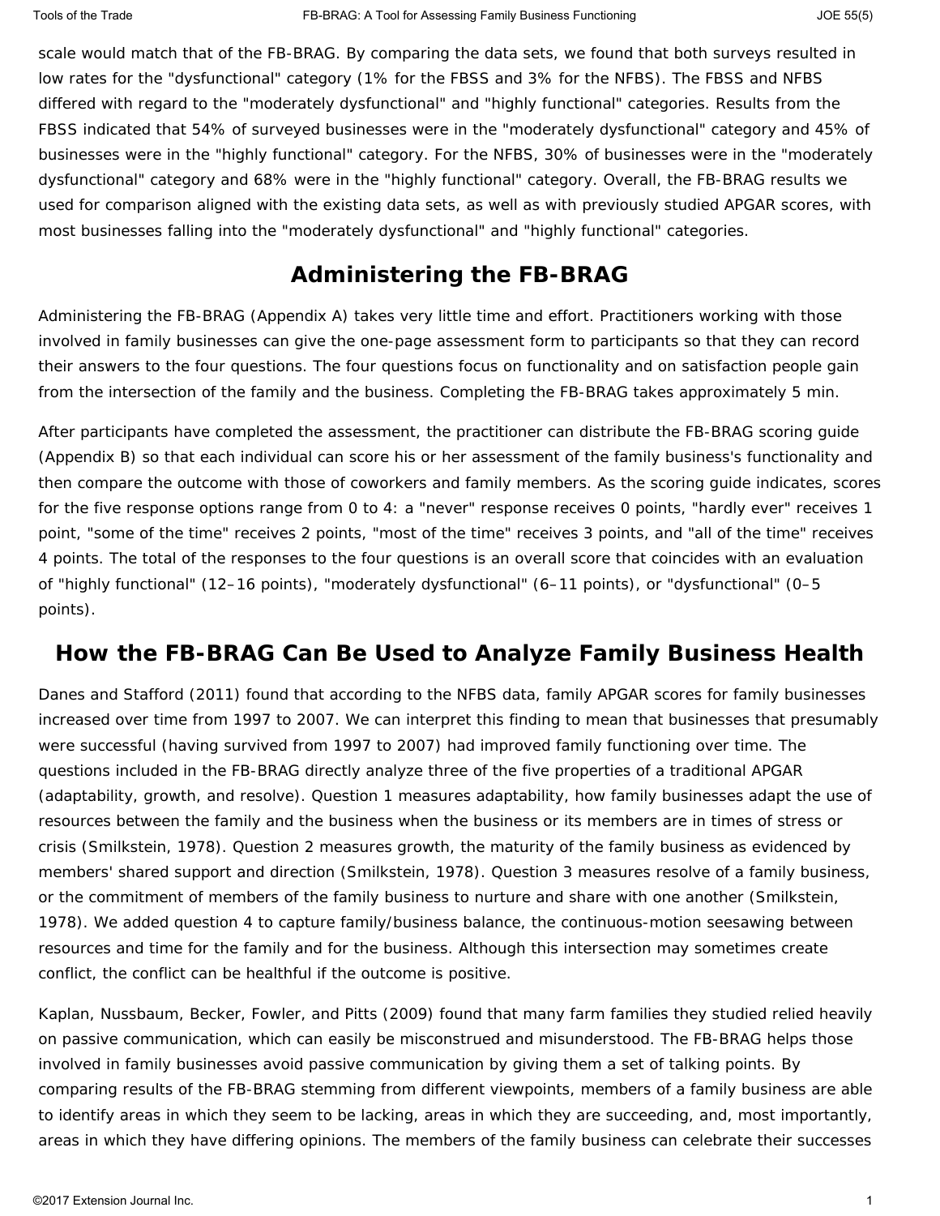scale would match that of the FB-BRAG. By comparing the data sets, we found that both surveys resulted in low rates for the "dysfunctional" category (1% for the FBSS and 3% for the NFBS). The FBSS and NFBS differed with regard to the "moderately dysfunctional" and "highly functional" categories. Results from the FBSS indicated that 54% of surveyed businesses were in the "moderately dysfunctional" category and 45% of businesses were in the "highly functional" category. For the NFBS, 30% of businesses were in the "moderately dysfunctional" category and 68% were in the "highly functional" category. Overall, the FB-BRAG results we used for comparison aligned with the existing data sets, as well as with previously studied APGAR scores, with most businesses falling into the "moderately dysfunctional" and "highly functional" categories.

## Administering the FB-BRAG

Administering the FB-BRAG (Appendix A) takes very little time and effort. Practitioners working with those involved in family businesses can give the one-page assessment form to participants so that they can record their answers to the four questions. The four questions focus on functionality and on satisfaction people gain from the intersection of the family and the business. Completing the FB-BRAG takes approximately 5 min.

After participants have completed the assessment, the practitioner can distribute the FB-BRAG scoring guide (Appendix B) so that each individual can score his or her assessment of the family business's functionality and then compare the outcome with those of coworkers and family members. As the scoring guide indicates, scores for the five response options range from 0 to 4: a "never" response receives 0 points, "hardly ever" receives 1 point, "some of the time" receives 2 points, "most of the time" receives 3 points, and "all of the time" receives 4 points. The total of the responses to the four questions is an overall score that coincides with an evaluation of "highly functional" (12–16 points), "moderately dysfunctional" (6–11 points), or "dysfunctional" (0–5 points).

## How the FB-BRAG Can Be Used to Analyze Family Business Health

Danes and Stafford (2011) found that according to the NFBS data, family APGAR scores for family businesses increased over time from 1997 to 2007. We can interpret this finding to mean that businesses that presumably were successful (having survived from 1997 to 2007) had improved family functioning over time. The questions included in the FB-BRAG directly analyze three of the five properties of a traditional APGAR (adaptability, growth, and resolve). Question 1 measures adaptability, how family businesses adapt the use of resources between the family and the business when the business or its members are in times of stress or crisis (Smilkstein, 1978). Question 2 measures growth, the maturity of the family business as evidenced by members' shared support and direction (Smilkstein, 1978). Question 3 measures resolve of a family business, or the commitment of members of the family business to nurture and share with one another (Smilkstein, 1978). We added question 4 to capture family/business balance, the continuous-motion seesawing between resources and time for the family and for the business. Although this intersection may sometimes create conflict, the conflict can be healthful if the outcome is positive.

Kaplan, Nussbaum, Becker, Fowler, and Pitts (2009) found that many farm families they studied relied heavily on passive communication, which can easily be misconstrued and misunderstood. The FB-BRAG helps those involved in family businesses avoid passive communication by giving them a set of talking points. By comparing results of the FB-BRAG stemming from different viewpoints, members of a family business are able to identify areas in which they seem to be lacking, areas in which they are succeeding, and, most importantly, areas in which they have differing opinions. The members of the family business can celebrate their successes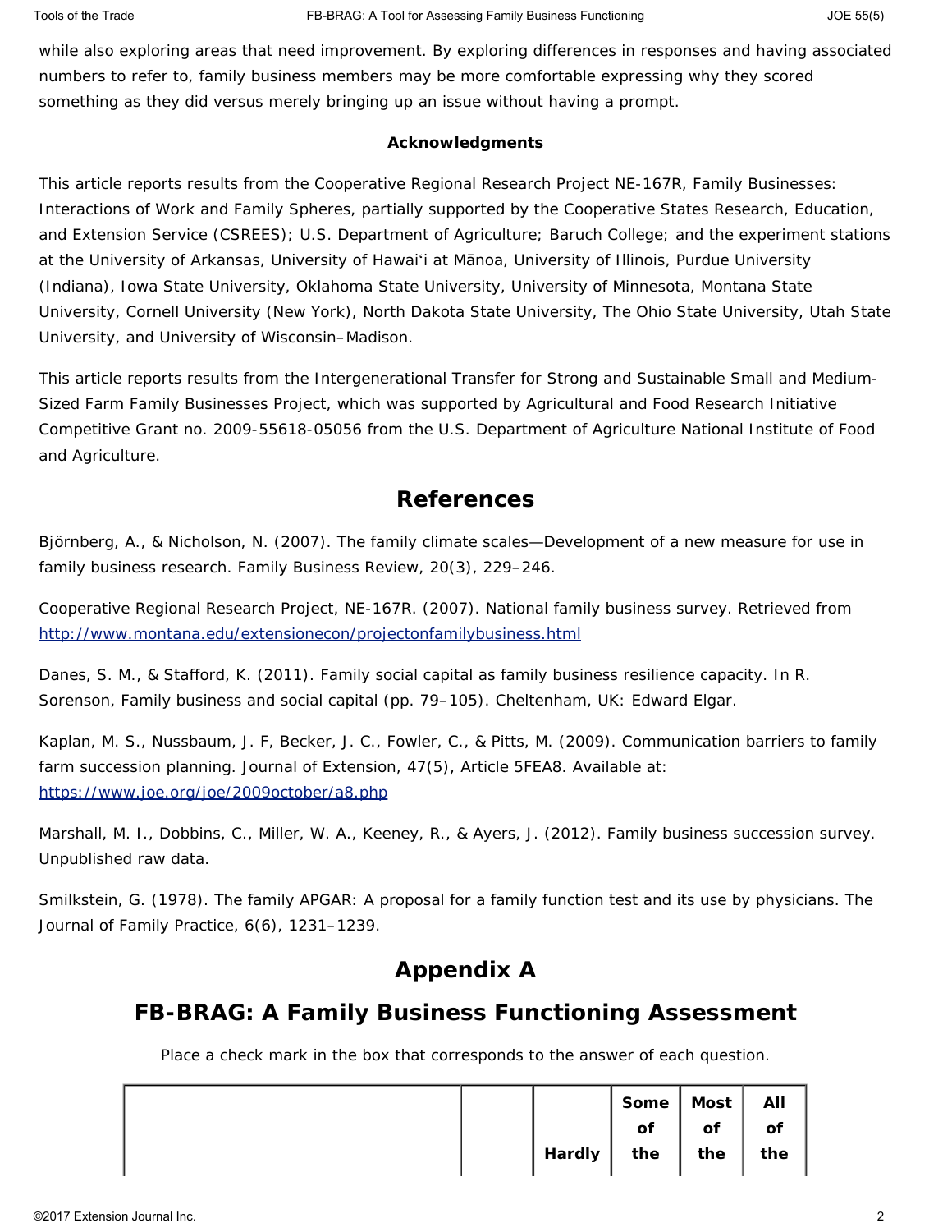while also exploring areas that need improvement. By exploring differences in responses and having associated numbers to refer to, family business members may be more comfortable expressing why they scored something as they did versus merely bringing up an issue without having a prompt.

**Acknowledgments**

This article reports results from the Cooperative Regional Research Project NE-167R, Family Businesses: Interactions of Work and Family Spheres, partially supported by the Cooperative States Research, Education, and Extension Service (CSREES); U.S. Department of Agriculture; Baruch College; and the experiment stations at the University of Arkansas, University of Hawaiʻi at Mānoa, University of Illinois, Purdue University (Indiana), Iowa State University, Oklahoma State University, University of Minnesota, Montana State University, Cornell University (New York), North Dakota State University, The Ohio State University, Utah State University, and University of Wisconsin–Madison.

This article reports results from the Intergenerational Transfer for Strong and Sustainable Small and Medium-Sized Farm Family Businesses Project, which was supported by Agricultural and Food Research Initiative Competitive Grant no. 2009-55618-05056 from the U.S. Department of Agriculture National Institute of Food and Agriculture.

## References

Björnberg, A., & Nicholson, N. (2007). The family climate scales—Development of a new measure for use in family business research. Family Business Review, 20(3), 229–246.

Cooperative Regional Research Project, NE-167R. (2007). National family business survey. Retrieved from http://www.montana.edu/extensionecon/projectonfamilybusiness.html

Danes, S. M., & Stafford, K. (2011). Family social capital as family business resilience capacity. In R. Sorenson, Family business and social capital (pp. 79–105). Cheltenham, UK: Edward Elgar.

Kaplan, M. S., Nussbaum, J. F, Becker, J. C., Fowler, C., & Pitts, M. (2009). Communication barriers to family farm succession planning. Journal of Extension, 47(5), Article 5FEA8. Available at: https://www.joe.org/joe/2009october/a8.php

Marshall, M. I., Dobbins, C., Miller, W. A., Keeney, R., & Ayers, J. (2012). Family business succession survey. Unpublished raw data.

Smilkstein, G. (1978). The family APGAR: A proposal for a family function test and its use by physicians. The Journal of Family Practice, 6(6), 1231–1239.

## Appendix A

## FB-BRAG: A Family Business Functioning Assessment

Place a check mark in the box that corresponds to the answer of each question.

| | | Hardly | Some of the | Most of the | All of the |
|---|---|---|---|---|---|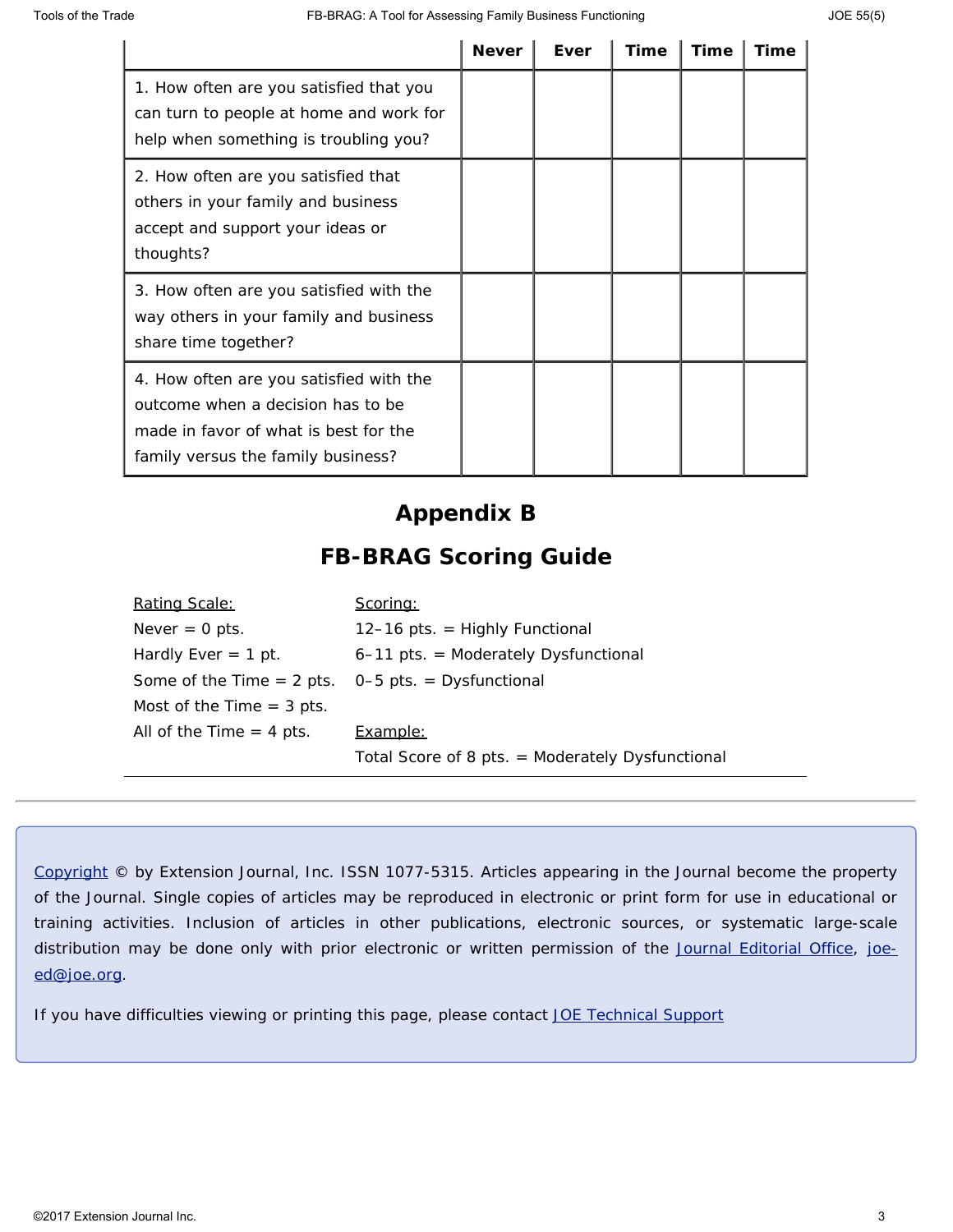| | Never | Ever | Time | Time | Time |
|---|---|---|---|---|---|
| 1. How often are you satisfied that you can turn to people at home and work for help when something is troubling you? | | | | | |
| 2. How often are you satisfied that others in your family and business accept and support your ideas or thoughts? | | | | | |
| 3. How often are you satisfied with the way others in your family and business share time together? | | | | | |
| 4. How often are you satisfied with the outcome when a decision has to be made in favor of what is best for the family versus the family business? | | | | | |

## Appendix B

## FB-BRAG Scoring Guide

| Rating Scale: | Scoring: |
|---|---|
| Never = 0 pts. | 12–16 pts. = Highly Functional |
| Hardly Ever = 1 pt. | 6–11 pts. = Moderately Dysfunctional |
| Some of the Time = 2 pts. | 0–5 pts. = Dysfunctional |
| Most of the Time = 3 pts. | |
| All of the Time = 4 pts. | Example: |
| | Total Score of 8 pts. = Moderately Dysfunctional |

---

Copyright © by Extension Journal, Inc. ISSN 1077-5315. Articles appearing in the Journal become the property of the Journal. Single copies of articles may be reproduced in electronic or print form for use in educational or training activities. Inclusion of articles in other publications, electronic sources, or systematic large-scale distribution may be done only with prior electronic or written permission of the Journal Editorial Office, joe-ed@joe.org.

If you have difficulties viewing or printing this page, please contact JOE Technical Support